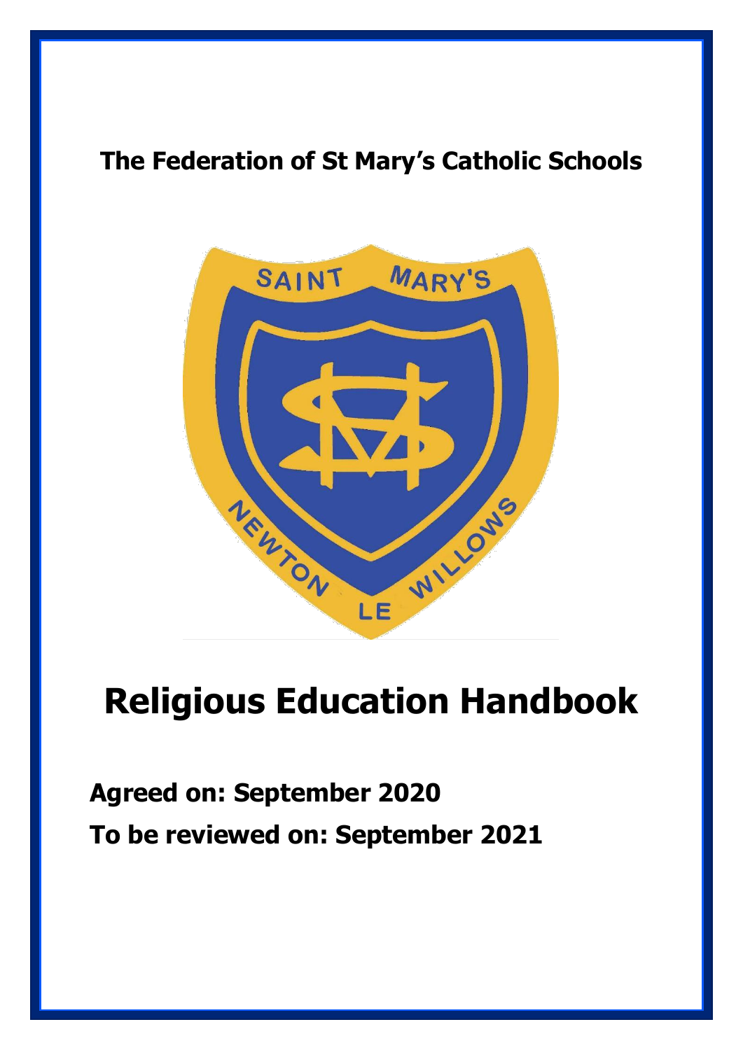**The Federation of St Mary's Catholic Schools**

# Religious Education Handbook

**Agreed on: September 2020**

**To be reviewed on: September 2021**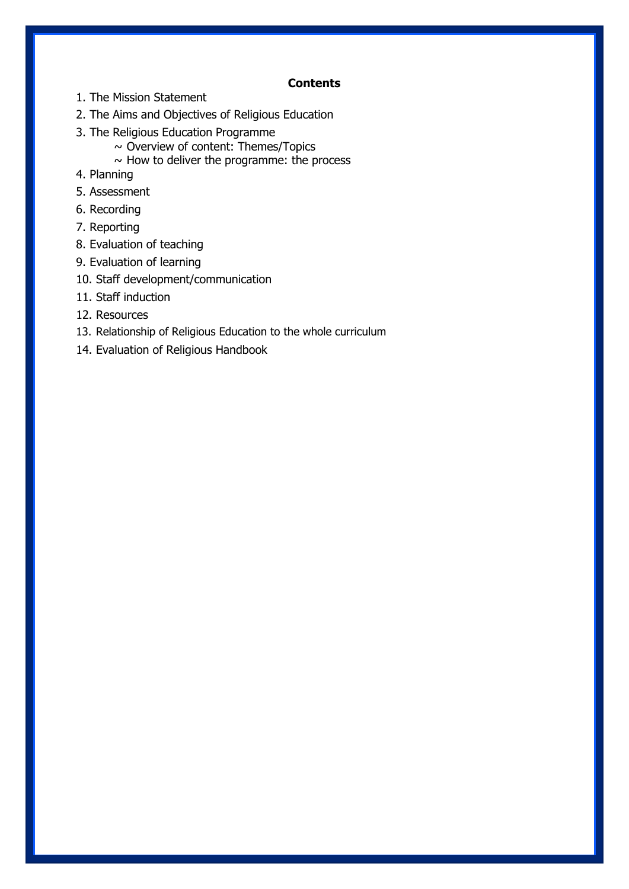## Contents

1. The Mission Statement
2. The Aims and Objectives of Religious Education
3. The Religious Education Programme
   - ~ Overview of content: Themes/Topics
   - ~ How to deliver the programme: the process
4. Planning
5. Assessment
6. Recording
7. Reporting
8. Evaluation of teaching
9. Evaluation of learning
10. Staff development/communication
11. Staff induction
12. Resources
13. Relationship of Religious Education to the whole curriculum
14. Evaluation of Religious Handbook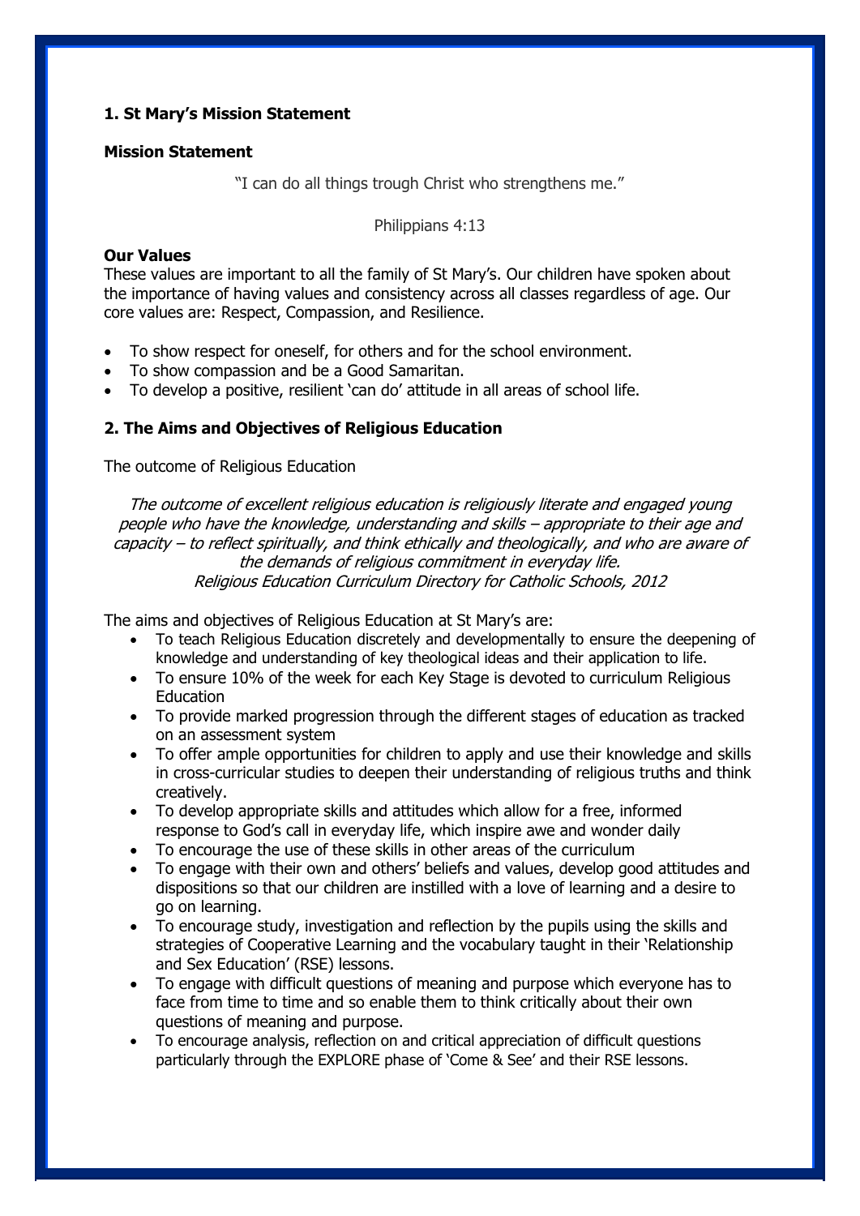## 1. St Mary's Mission Statement

### Mission Statement

"I can do all things trough Christ who strengthens me."

Philippians 4:13

### Our Values

These values are important to all the family of St Mary's. Our children have spoken about the importance of having values and consistency across all classes regardless of age. Our core values are: Respect, Compassion, and Resilience.

- To show respect for oneself, for others and for the school environment.
- To show compassion and be a Good Samaritan.
- To develop a positive, resilient 'can do' attitude in all areas of school life.

## 2. The Aims and Objectives of Religious Education

The outcome of Religious Education

*The outcome of excellent religious education is religiously literate and engaged young people who have the knowledge, understanding and skills – appropriate to their age and capacity – to reflect spiritually, and think ethically and theologically, and who are aware of the demands of religious commitment in everyday life.*
*Religious Education Curriculum Directory for Catholic Schools, 2012*

The aims and objectives of Religious Education at St Mary's are:

- To teach Religious Education discretely and developmentally to ensure the deepening of knowledge and understanding of key theological ideas and their application to life.
- To ensure 10% of the week for each Key Stage is devoted to curriculum Religious Education
- To provide marked progression through the different stages of education as tracked on an assessment system
- To offer ample opportunities for children to apply and use their knowledge and skills in cross-curricular studies to deepen their understanding of religious truths and think creatively.
- To develop appropriate skills and attitudes which allow for a free, informed response to God's call in everyday life, which inspire awe and wonder daily
- To encourage the use of these skills in other areas of the curriculum
- To engage with their own and others' beliefs and values, develop good attitudes and dispositions so that our children are instilled with a love of learning and a desire to go on learning.
- To encourage study, investigation and reflection by the pupils using the skills and strategies of Cooperative Learning and the vocabulary taught in their 'Relationship and Sex Education' (RSE) lessons.
- To engage with difficult questions of meaning and purpose which everyone has to face from time to time and so enable them to think critically about their own questions of meaning and purpose.
- To encourage analysis, reflection on and critical appreciation of difficult questions particularly through the EXPLORE phase of 'Come & See' and their RSE lessons.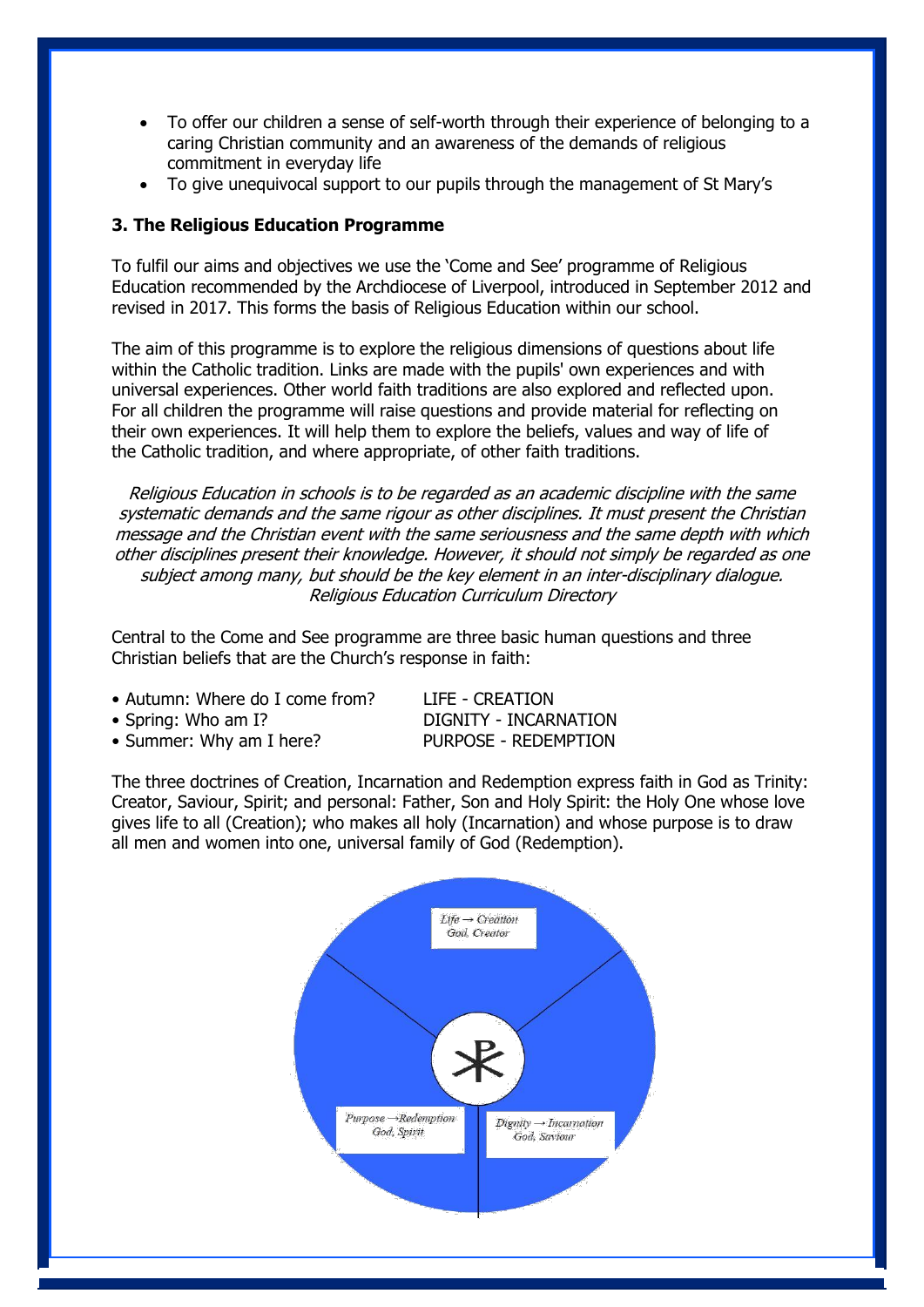- To offer our children a sense of self-worth through their experience of belonging to a caring Christian community and an awareness of the demands of religious commitment in everyday life
- To give unequivocal support to our pupils through the management of St Mary's

### 3. The Religious Education Programme

To fulfil our aims and objectives we use the 'Come and See' programme of Religious Education recommended by the Archdiocese of Liverpool, introduced in September 2012 and revised in 2017. This forms the basis of Religious Education within our school.

The aim of this programme is to explore the religious dimensions of questions about life within the Catholic tradition. Links are made with the pupils' own experiences and with universal experiences. Other world faith traditions are also explored and reflected upon. For all children the programme will raise questions and provide material for reflecting on their own experiences. It will help them to explore the beliefs, values and way of life of the Catholic tradition, and where appropriate, of other faith traditions.

*Religious Education in schools is to be regarded as an academic discipline with the same systematic demands and the same rigour as other disciplines. It must present the Christian message and the Christian event with the same seriousness and the same depth with which other disciplines present their knowledge. However, it should not simply be regarded as one subject among many, but should be the key element in an inter-disciplinary dialogue.*
*Religious Education Curriculum Directory*

Central to the Come and See programme are three basic human questions and three Christian beliefs that are the Church's response in faith:

- Autumn: Where do I come from? LIFE - CREATION
- Spring: Who am I? DIGNITY - INCARNATION
- Summer: Why am I here? PURPOSE - REDEMPTION

The three doctrines of Creation, Incarnation and Redemption express faith in God as Trinity: Creator, Saviour, Spirit; and personal: Father, Son and Holy Spirit: the Holy One whose love gives life to all (Creation); who makes all holy (Incarnation) and whose purpose is to draw all men and women into one, universal family of God (Redemption).

Life → Creation
God, Creator

Purpose → Redemption
God, Spirit

Dignity → Incarnation
God, Saviour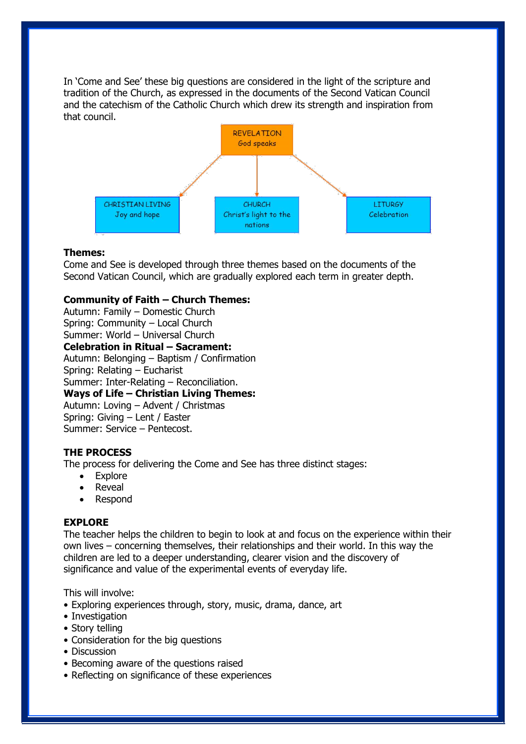In 'Come and See' these big questions are considered in the light of the scripture and tradition of the Church, as expressed in the documents of the Second Vatican Council and the catechism of the Catholic Church which drew its strength and inspiration from that council.

REVELATION
God speaks

CHRISTIAN LIVING
Joy and hope

CHURCH
Christ's light to the nations

LITURGY
Celebration

**Themes:**
Come and See is developed through three themes based on the documents of the Second Vatican Council, which are gradually explored each term in greater depth.

**Community of Faith – Church Themes:**
Autumn: Family – Domestic Church
Spring: Community – Local Church
Summer: World – Universal Church
**Celebration in Ritual – Sacrament:**
Autumn: Belonging – Baptism / Confirmation
Spring: Relating – Eucharist
Summer: Inter-Relating – Reconciliation.
**Ways of Life – Christian Living Themes:**
Autumn: Loving – Advent / Christmas
Spring: Giving – Lent / Easter
Summer: Service – Pentecost.

**THE PROCESS**
The process for delivering the Come and See has three distinct stages:

- Explore
- Reveal
- Respond

**EXPLORE**
The teacher helps the children to begin to look at and focus on the experience within their own lives – concerning themselves, their relationships and their world. In this way the children are led to a deeper understanding, clearer vision and the discovery of significance and value of the experimental events of everyday life.

This will involve:
- Exploring experiences through, story, music, drama, dance, art
- Investigation
- Story telling
- Consideration for the big questions
- Discussion
- Becoming aware of the questions raised
- Reflecting on significance of these experiences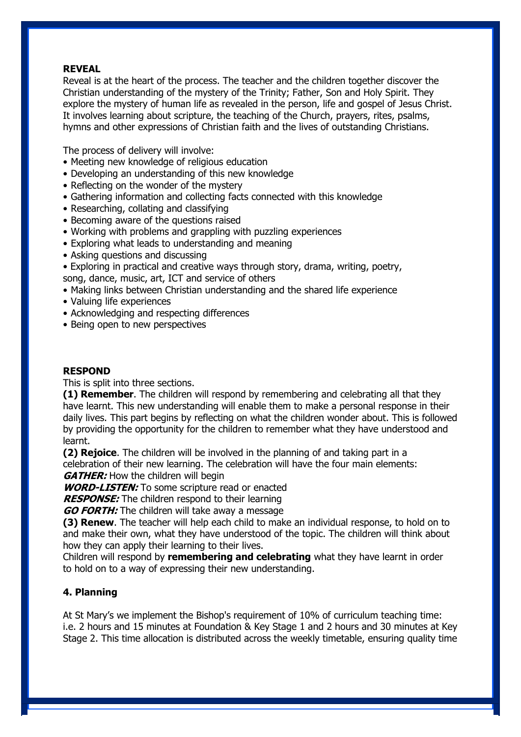**REVEAL**

Reveal is at the heart of the process. The teacher and the children together discover the Christian understanding of the mystery of the Trinity; Father, Son and Holy Spirit. They explore the mystery of human life as revealed in the person, life and gospel of Jesus Christ. It involves learning about scripture, the teaching of the Church, prayers, rites, psalms, hymns and other expressions of Christian faith and the lives of outstanding Christians.

The process of delivery will involve:

- Meeting new knowledge of religious education
- Developing an understanding of this new knowledge
- Reflecting on the wonder of the mystery
- Gathering information and collecting facts connected with this knowledge
- Researching, collating and classifying
- Becoming aware of the questions raised
- Working with problems and grappling with puzzling experiences
- Exploring what leads to understanding and meaning
- Asking questions and discussing
- Exploring in practical and creative ways through story, drama, writing, poetry, song, dance, music, art, ICT and service of others
- Making links between Christian understanding and the shared life experience
- Valuing life experiences
- Acknowledging and respecting differences
- Being open to new perspectives

**RESPOND**

This is split into three sections.

**(1) Remember**. The children will respond by remembering and celebrating all that they have learnt. This new understanding will enable them to make a personal response in their daily lives. This part begins by reflecting on what the children wonder about. This is followed by providing the opportunity for the children to remember what they have understood and learnt.

**(2) Rejoice**. The children will be involved in the planning of and taking part in a celebration of their new learning. The celebration will have the four main elements:

***GATHER:*** How the children will begin

***WORD-LISTEN:*** To some scripture read or enacted

***RESPONSE:*** The children respond to their learning

***GO FORTH:*** The children will take away a message

**(3) Renew**. The teacher will help each child to make an individual response, to hold on to and make their own, what they have understood of the topic. The children will think about how they can apply their learning to their lives.

Children will respond by **remembering and celebrating** what they have learnt in order to hold on to a way of expressing their new understanding.

**4. Planning**

At St Mary's we implement the Bishop's requirement of 10% of curriculum teaching time: i.e. 2 hours and 15 minutes at Foundation & Key Stage 1 and 2 hours and 30 minutes at Key Stage 2. This time allocation is distributed across the weekly timetable, ensuring quality time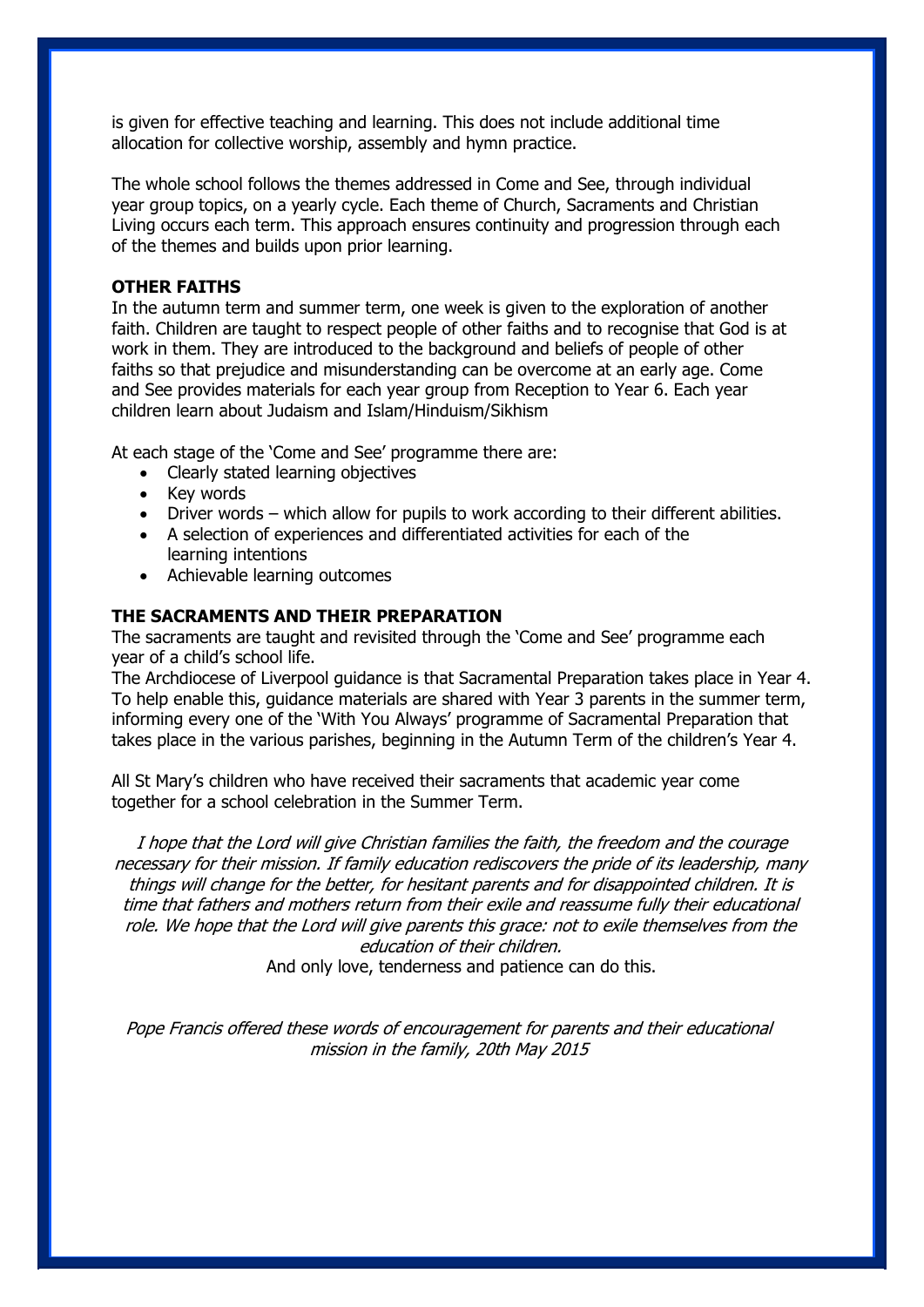is given for effective teaching and learning. This does not include additional time allocation for collective worship, assembly and hymn practice.

The whole school follows the themes addressed in Come and See, through individual year group topics, on a yearly cycle. Each theme of Church, Sacraments and Christian Living occurs each term. This approach ensures continuity and progression through each of the themes and builds upon prior learning.

**OTHER FAITHS**

In the autumn term and summer term, one week is given to the exploration of another faith. Children are taught to respect people of other faiths and to recognise that God is at work in them. They are introduced to the background and beliefs of people of other faiths so that prejudice and misunderstanding can be overcome at an early age. Come and See provides materials for each year group from Reception to Year 6. Each year children learn about Judaism and Islam/Hinduism/Sikhism

At each stage of the 'Come and See' programme there are:

- Clearly stated learning objectives
- Key words
- Driver words – which allow for pupils to work according to their different abilities.
- A selection of experiences and differentiated activities for each of the learning intentions
- Achievable learning outcomes

**THE SACRAMENTS AND THEIR PREPARATION**

The sacraments are taught and revisited through the 'Come and See' programme each year of a child's school life.

The Archdiocese of Liverpool guidance is that Sacramental Preparation takes place in Year 4. To help enable this, guidance materials are shared with Year 3 parents in the summer term, informing every one of the 'With You Always' programme of Sacramental Preparation that takes place in the various parishes, beginning in the Autumn Term of the children's Year 4.

All St Mary's children who have received their sacraments that academic year come together for a school celebration in the Summer Term.

*I hope that the Lord will give Christian families the faith, the freedom and the courage necessary for their mission. If family education rediscovers the pride of its leadership, many things will change for the better, for hesitant parents and for disappointed children. It is time that fathers and mothers return from their exile and reassume fully their educational role. We hope that the Lord will give parents this grace: not to exile themselves from the education of their children.*

And only love, tenderness and patience can do this.

*Pope Francis offered these words of encouragement for parents and their educational mission in the family, 20th May 2015*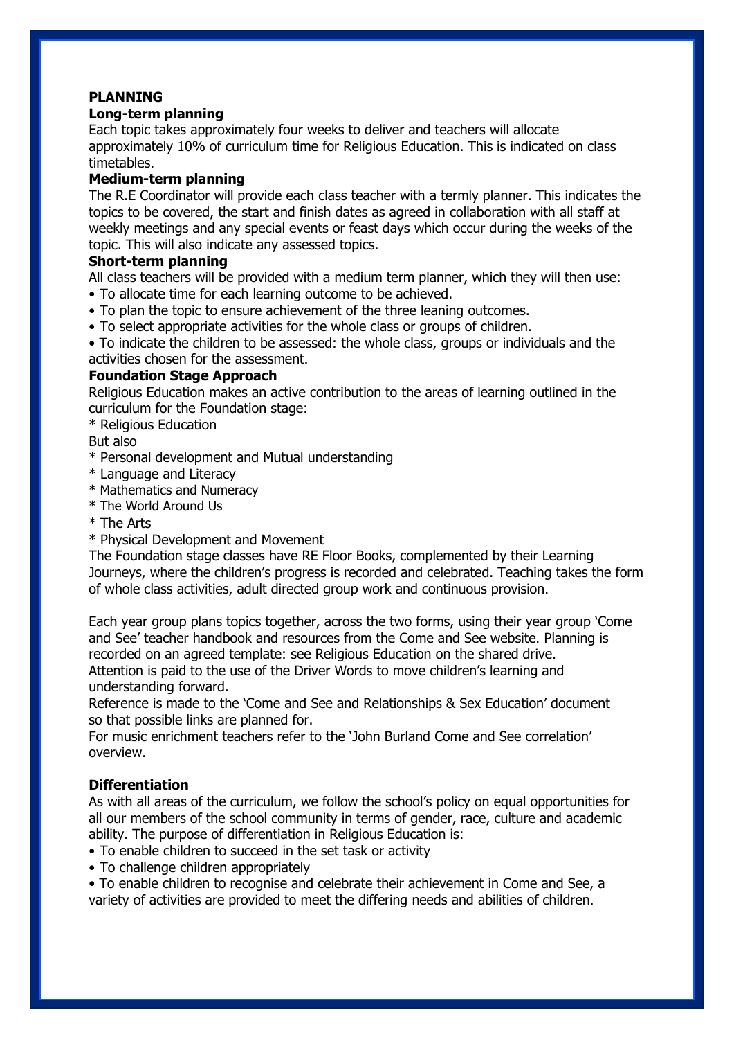**PLANNING**

**Long-term planning**

Each topic takes approximately four weeks to deliver and teachers will allocate approximately 10% of curriculum time for Religious Education. This is indicated on class timetables.

**Medium-term planning**

The R.E Coordinator will provide each class teacher with a termly planner. This indicates the topics to be covered, the start and finish dates as agreed in collaboration with all staff at weekly meetings and any special events or feast days which occur during the weeks of the topic. This will also indicate any assessed topics.

**Short-term planning**

All class teachers will be provided with a medium term planner, which they will then use:

- To allocate time for each learning outcome to be achieved.
- To plan the topic to ensure achievement of the three leaning outcomes.
- To select appropriate activities for the whole class or groups of children.
- To indicate the children to be assessed: the whole class, groups or individuals and the activities chosen for the assessment.

**Foundation Stage Approach**

Religious Education makes an active contribution to the areas of learning outlined in the curriculum for the Foundation stage:

\* Religious Education

But also

\* Personal development and Mutual understanding
\* Language and Literacy
\* Mathematics and Numeracy
\* The World Around Us
\* The Arts
\* Physical Development and Movement

The Foundation stage classes have RE Floor Books, complemented by their Learning Journeys, where the children's progress is recorded and celebrated. Teaching takes the form of whole class activities, adult directed group work and continuous provision.

Each year group plans topics together, across the two forms, using their year group 'Come and See' teacher handbook and resources from the Come and See website. Planning is recorded on an agreed template: see Religious Education on the shared drive.
Attention is paid to the use of the Driver Words to move children's learning and understanding forward.
Reference is made to the 'Come and See and Relationships & Sex Education' document so that possible links are planned for.
For music enrichment teachers refer to the 'John Burland Come and See correlation' overview.

**Differentiation**

As with all areas of the curriculum, we follow the school's policy on equal opportunities for all our members of the school community in terms of gender, race, culture and academic ability. The purpose of differentiation in Religious Education is:

- To enable children to succeed in the set task or activity
- To challenge children appropriately
- To enable children to recognise and celebrate their achievement in Come and See, a variety of activities are provided to meet the differing needs and abilities of children.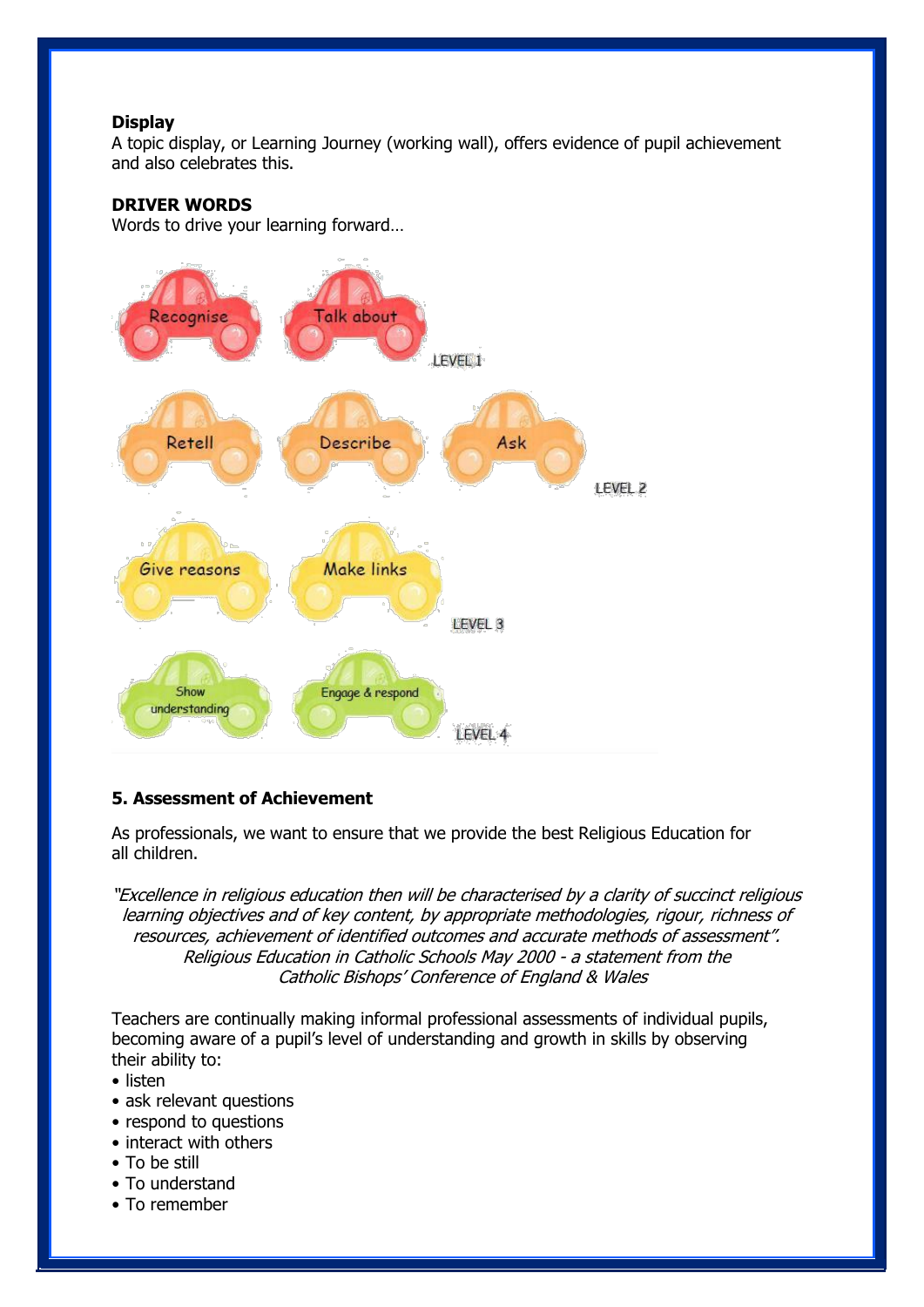**Display**
A topic display, or Learning Journey (working wall), offers evidence of pupil achievement and also celebrates this.

**DRIVER WORDS**
Words to drive your learning forward…

Recognise Talk about LEVEL 1

Retell Describe Ask LEVEL 2

Give reasons Make links LEVEL 3

Show understanding Engage & respond LEVEL 4

**5. Assessment of Achievement**

As professionals, we want to ensure that we provide the best Religious Education for all children.

*"Excellence in religious education then will be characterised by a clarity of succinct religious learning objectives and of key content, by appropriate methodologies, rigour, richness of resources, achievement of identified outcomes and accurate methods of assessment". Religious Education in Catholic Schools May 2000 - a statement from the Catholic Bishops' Conference of England & Wales*

Teachers are continually making informal professional assessments of individual pupils, becoming aware of a pupil's level of understanding and growth in skills by observing their ability to:

- listen
- ask relevant questions
- respond to questions
- interact with others
- To be still
- To understand
- To remember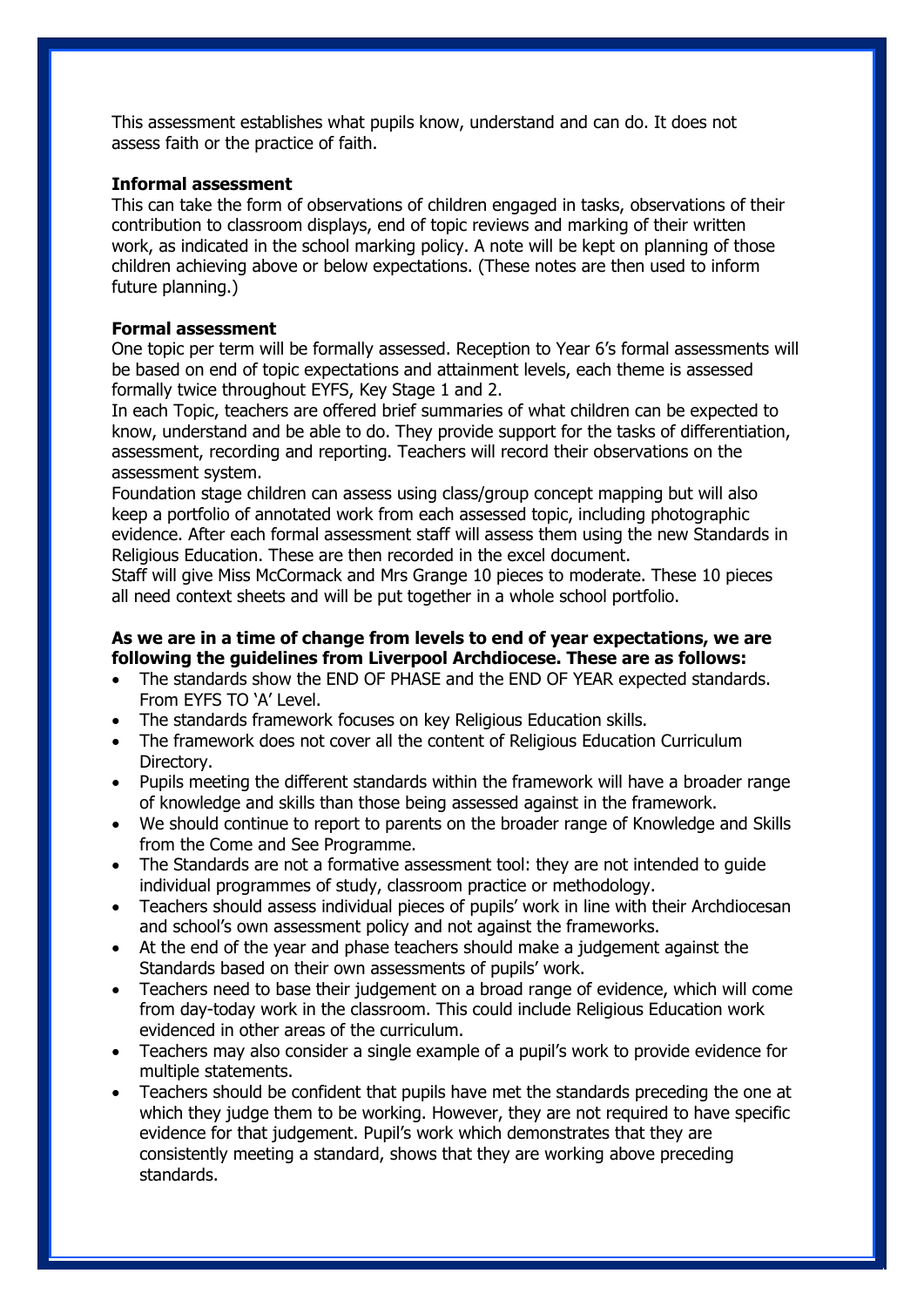This assessment establishes what pupils know, understand and can do. It does not assess faith or the practice of faith.

**Informal assessment**

This can take the form of observations of children engaged in tasks, observations of their contribution to classroom displays, end of topic reviews and marking of their written work, as indicated in the school marking policy. A note will be kept on planning of those children achieving above or below expectations. (These notes are then used to inform future planning.)

**Formal assessment**

One topic per term will be formally assessed. Reception to Year 6's formal assessments will be based on end of topic expectations and attainment levels, each theme is assessed formally twice throughout EYFS, Key Stage 1 and 2.

In each Topic, teachers are offered brief summaries of what children can be expected to know, understand and be able to do. They provide support for the tasks of differentiation, assessment, recording and reporting. Teachers will record their observations on the assessment system.

Foundation stage children can assess using class/group concept mapping but will also keep a portfolio of annotated work from each assessed topic, including photographic evidence. After each formal assessment staff will assess them using the new Standards in Religious Education. These are then recorded in the excel document.

Staff will give Miss McCormack and Mrs Grange 10 pieces to moderate. These 10 pieces all need context sheets and will be put together in a whole school portfolio.

**As we are in a time of change from levels to end of year expectations, we are following the guidelines from Liverpool Archdiocese. These are as follows:**

- The standards show the END OF PHASE and the END OF YEAR expected standards. From EYFS TO 'A' Level.
- The standards framework focuses on key Religious Education skills.
- The framework does not cover all the content of Religious Education Curriculum Directory.
- Pupils meeting the different standards within the framework will have a broader range of knowledge and skills than those being assessed against in the framework.
- We should continue to report to parents on the broader range of Knowledge and Skills from the Come and See Programme.
- The Standards are not a formative assessment tool: they are not intended to guide individual programmes of study, classroom practice or methodology.
- Teachers should assess individual pieces of pupils' work in line with their Archdiocesan and school's own assessment policy and not against the frameworks.
- At the end of the year and phase teachers should make a judgement against the Standards based on their own assessments of pupils' work.
- Teachers need to base their judgement on a broad range of evidence, which will come from day-today work in the classroom. This could include Religious Education work evidenced in other areas of the curriculum.
- Teachers may also consider a single example of a pupil's work to provide evidence for multiple statements.
- Teachers should be confident that pupils have met the standards preceding the one at which they judge them to be working. However, they are not required to have specific evidence for that judgement. Pupil's work which demonstrates that they are consistently meeting a standard, shows that they are working above preceding standards.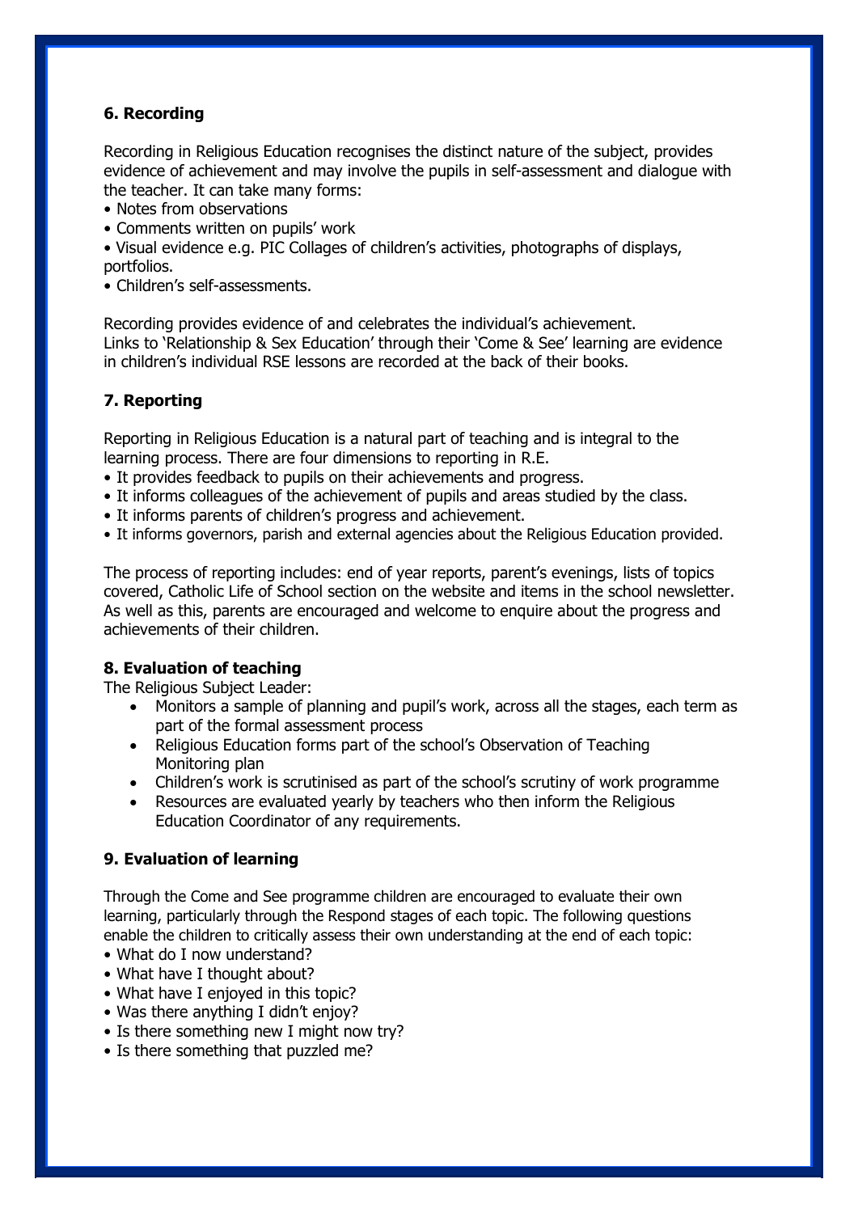### 6. Recording

Recording in Religious Education recognises the distinct nature of the subject, provides evidence of achievement and may involve the pupils in self-assessment and dialogue with the teacher. It can take many forms:

- Notes from observations
- Comments written on pupils' work
- Visual evidence e.g. PIC Collages of children's activities, photographs of displays, portfolios.
- Children's self-assessments.

Recording provides evidence of and celebrates the individual's achievement.
Links to 'Relationship & Sex Education' through their 'Come & See' learning are evidence in children's individual RSE lessons are recorded at the back of their books.

### 7. Reporting

Reporting in Religious Education is a natural part of teaching and is integral to the learning process. There are four dimensions to reporting in R.E.

- It provides feedback to pupils on their achievements and progress.
- It informs colleagues of the achievement of pupils and areas studied by the class.
- It informs parents of children's progress and achievement.
- It informs governors, parish and external agencies about the Religious Education provided.

The process of reporting includes: end of year reports, parent's evenings, lists of topics covered, Catholic Life of School section on the website and items in the school newsletter. As well as this, parents are encouraged and welcome to enquire about the progress and achievements of their children.

### 8. Evaluation of teaching

The Religious Subject Leader:

- Monitors a sample of planning and pupil's work, across all the stages, each term as part of the formal assessment process
- Religious Education forms part of the school's Observation of Teaching Monitoring plan
- Children's work is scrutinised as part of the school's scrutiny of work programme
- Resources are evaluated yearly by teachers who then inform the Religious Education Coordinator of any requirements.

### 9. Evaluation of learning

Through the Come and See programme children are encouraged to evaluate their own learning, particularly through the Respond stages of each topic. The following questions enable the children to critically assess their own understanding at the end of each topic:

- What do I now understand?
- What have I thought about?
- What have I enjoyed in this topic?
- Was there anything I didn't enjoy?
- Is there something new I might now try?
- Is there something that puzzled me?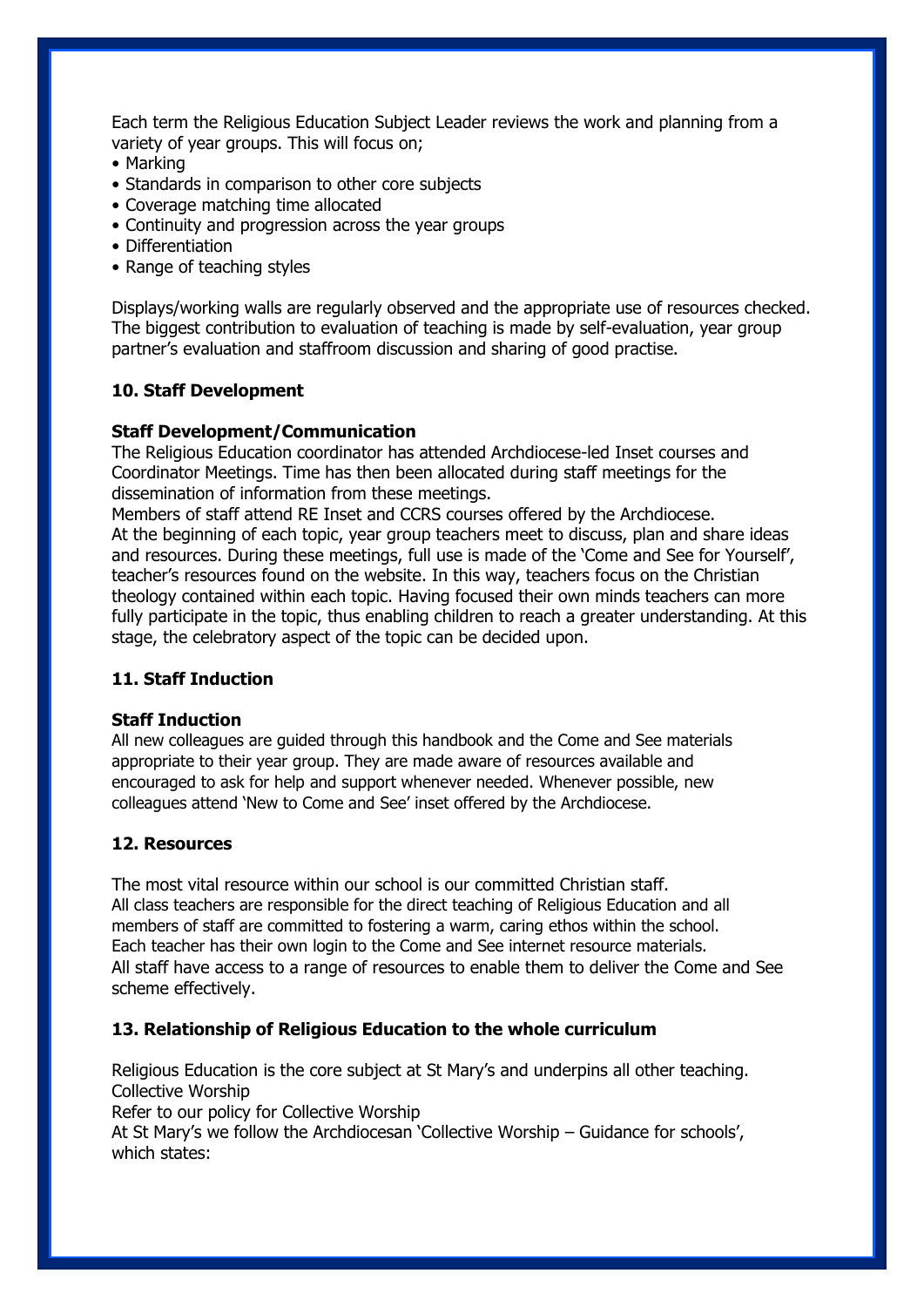Each term the Religious Education Subject Leader reviews the work and planning from a variety of year groups. This will focus on;

- Marking
- Standards in comparison to other core subjects
- Coverage matching time allocated
- Continuity and progression across the year groups
- Differentiation
- Range of teaching styles

Displays/working walls are regularly observed and the appropriate use of resources checked. The biggest contribution to evaluation of teaching is made by self-evaluation, year group partner's evaluation and staffroom discussion and sharing of good practise.

## 10. Staff Development

### Staff Development/Communication

The Religious Education coordinator has attended Archdiocese-led Inset courses and Coordinator Meetings. Time has then been allocated during staff meetings for the dissemination of information from these meetings.

Members of staff attend RE Inset and CCRS courses offered by the Archdiocese.

At the beginning of each topic, year group teachers meet to discuss, plan and share ideas and resources. During these meetings, full use is made of the 'Come and See for Yourself', teacher's resources found on the website. In this way, teachers focus on the Christian theology contained within each topic. Having focused their own minds teachers can more fully participate in the topic, thus enabling children to reach a greater understanding. At this stage, the celebratory aspect of the topic can be decided upon.

## 11. Staff Induction

### Staff Induction

All new colleagues are guided through this handbook and the Come and See materials appropriate to their year group. They are made aware of resources available and encouraged to ask for help and support whenever needed. Whenever possible, new colleagues attend 'New to Come and See' inset offered by the Archdiocese.

## 12. Resources

The most vital resource within our school is our committed Christian staff.

All class teachers are responsible for the direct teaching of Religious Education and all members of staff are committed to fostering a warm, caring ethos within the school.

Each teacher has their own login to the Come and See internet resource materials.

All staff have access to a range of resources to enable them to deliver the Come and See scheme effectively.

## 13. Relationship of Religious Education to the whole curriculum

Religious Education is the core subject at St Mary's and underpins all other teaching.

Collective Worship

Refer to our policy for Collective Worship

At St Mary's we follow the Archdiocesan 'Collective Worship – Guidance for schools', which states: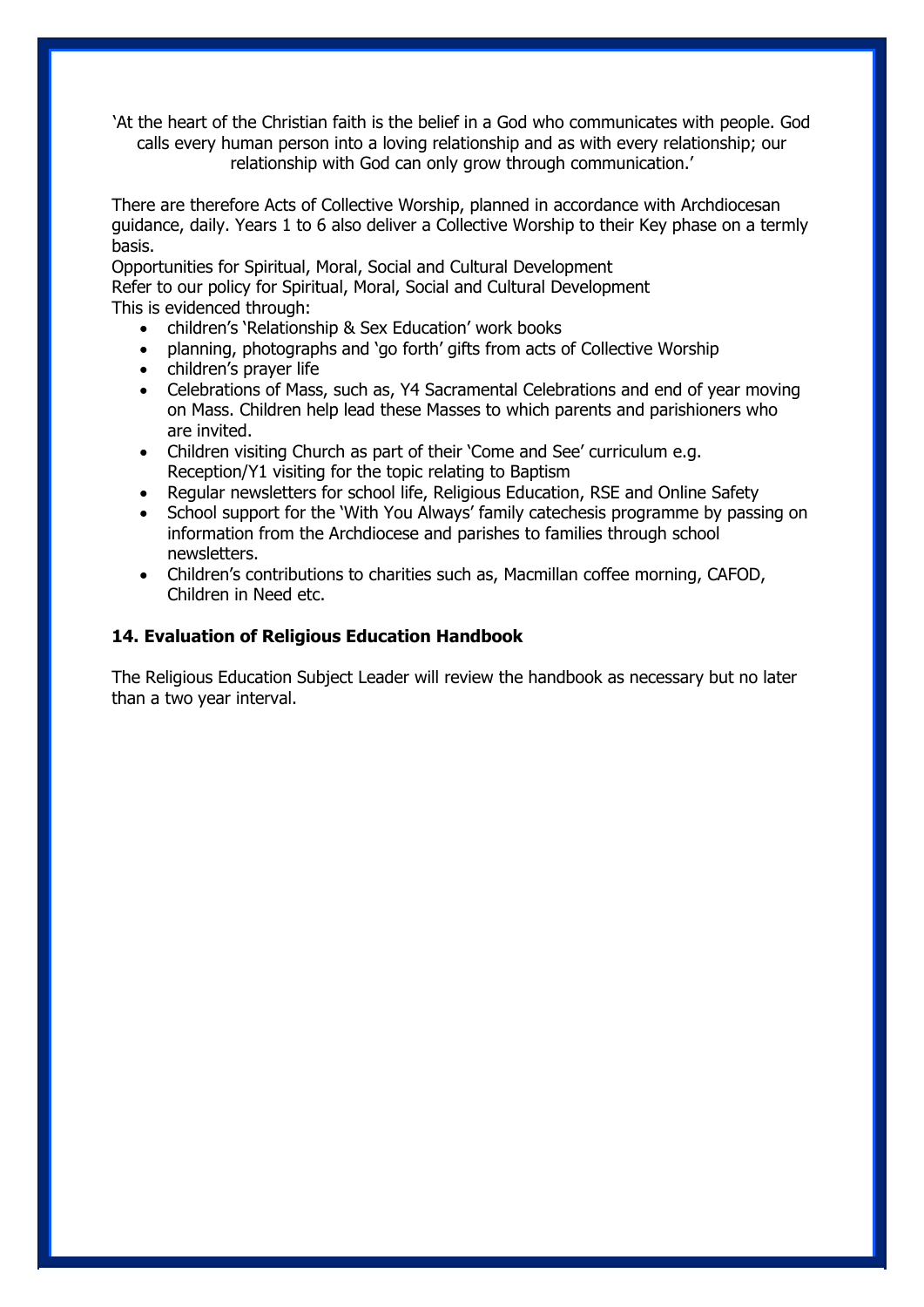'At the heart of the Christian faith is the belief in a God who communicates with people. God calls every human person into a loving relationship and as with every relationship; our relationship with God can only grow through communication.'

There are therefore Acts of Collective Worship, planned in accordance with Archdiocesan guidance, daily. Years 1 to 6 also deliver a Collective Worship to their Key phase on a termly basis.

Opportunities for Spiritual, Moral, Social and Cultural Development

Refer to our policy for Spiritual, Moral, Social and Cultural Development

This is evidenced through:

- children's 'Relationship & Sex Education' work books
- planning, photographs and 'go forth' gifts from acts of Collective Worship
- children's prayer life
- Celebrations of Mass, such as, Y4 Sacramental Celebrations and end of year moving on Mass. Children help lead these Masses to which parents and parishioners who are invited.
- Children visiting Church as part of their 'Come and See' curriculum e.g. Reception/Y1 visiting for the topic relating to Baptism
- Regular newsletters for school life, Religious Education, RSE and Online Safety
- School support for the 'With You Always' family catechesis programme by passing on information from the Archdiocese and parishes to families through school newsletters.
- Children's contributions to charities such as, Macmillan coffee morning, CAFOD, Children in Need etc.

## 14. Evaluation of Religious Education Handbook

The Religious Education Subject Leader will review the handbook as necessary but no later than a two year interval.